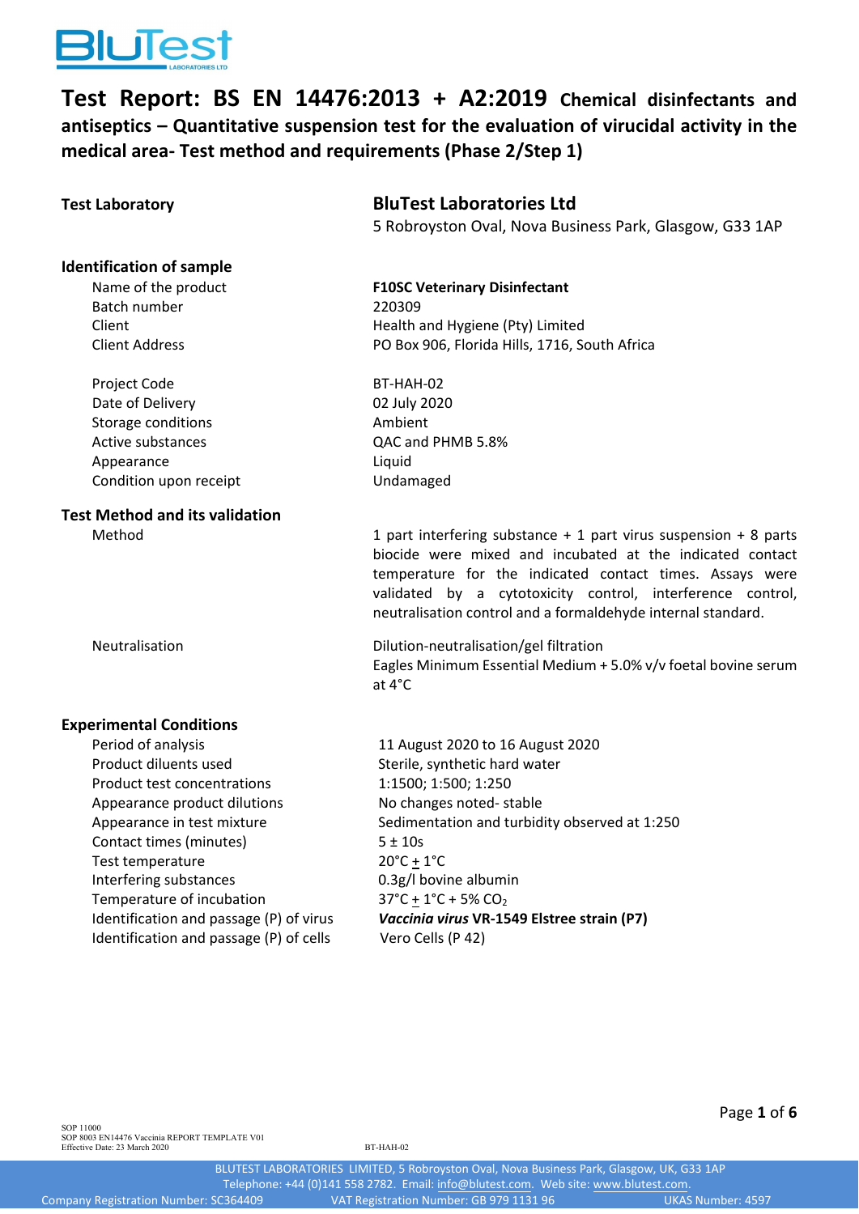# Test Report: BS EN 14476:2013 + A2:2019 Chemical disinfectants and antiseptics – Quantitative suspension test for the evaluation of virucidal activity in the medical area- Test method and requirements (Phase 2/Step 1)

| | |
|---|---|
| **Test Laboratory** | **BluTest Laboratories Ltd** |
| | 5 Robroyston Oval, Nova Business Park, Glasgow, G33 1AP |

## Identification of sample

| | |
|---|---|
| Name of the product | **F10SC Veterinary Disinfectant** |
| Batch number | 220309 |
| Client | Health and Hygiene (Pty) Limited |
| Client Address | PO Box 906, Florida Hills, 1716, South Africa |
| Project Code | BT-HAH-02 |
| Date of Delivery | 02 July 2020 |
| Storage conditions | Ambient |
| Active substances | QAC and PHMB 5.8% |
| Appearance | Liquid |
| Condition upon receipt | Undamaged |

## Test Method and its validation

| | |
|---|---|
| Method | 1 part interfering substance + 1 part virus suspension + 8 parts biocide were mixed and incubated at the indicated contact temperature for the indicated contact times. Assays were validated by a cytotoxicity control, interference control, neutralisation control and a formaldehyde internal standard. |
| Neutralisation | Dilution-neutralisation/gel filtration<br>Eagles Minimum Essential Medium + 5.0% v/v foetal bovine serum at 4°C |

## Experimental Conditions

| | |
|---|---|
| Period of analysis | 11 August 2020 to 16 August 2020 |
| Product diluents used | Sterile, synthetic hard water |
| Product test concentrations | 1:1500; 1:500; 1:250 |
| Appearance product dilutions | No changes noted- stable |
| Appearance in test mixture | Sedimentation and turbidity observed at 1:250 |
| Contact times (minutes) | 5 ± 10s |
| Test temperature | 20°C ± 1°C |
| Interfering substances | 0.3g/l bovine albumin |
| Temperature of incubation | 37°C ± 1°C + 5% $CO_2$ |
| Identification and passage (P) of virus | ***Vaccinia virus*** **VR-1549 Elstree strain (P7)** |
| Identification and passage (P) of cells | Vero Cells (P 42) |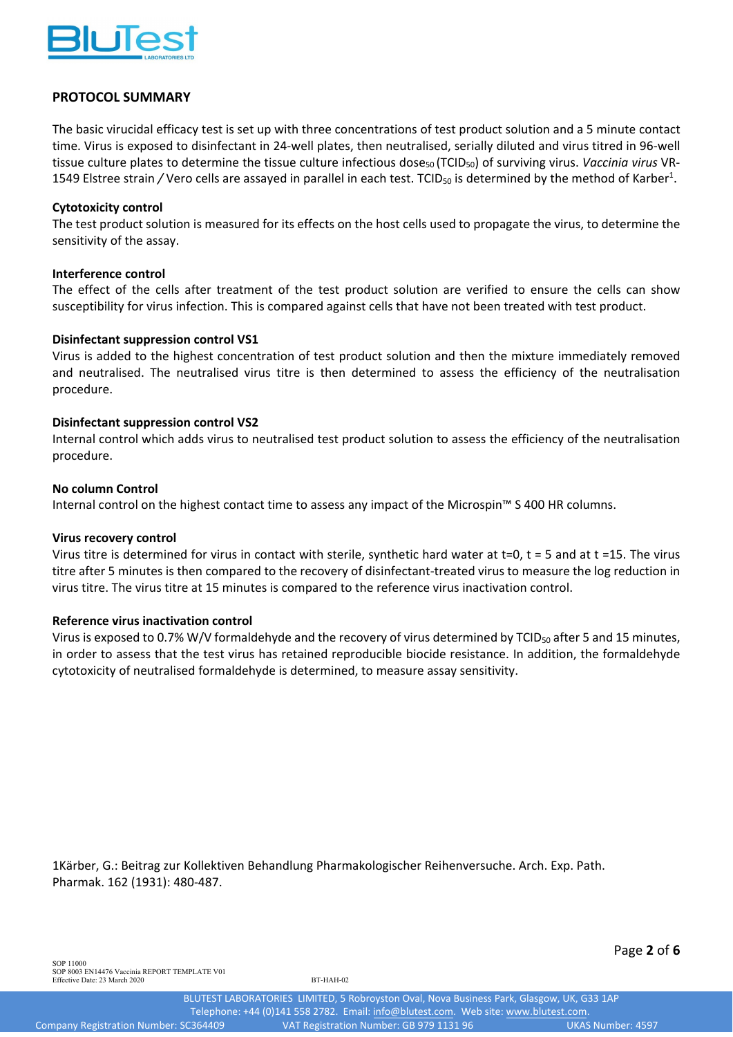## PROTOCOL SUMMARY

The basic virucidal efficacy test is set up with three concentrations of test product solution and a 5 minute contact time. Virus is exposed to disinfectant in 24-well plates, then neutralised, serially diluted and virus titred in 96-well tissue culture plates to determine the tissue culture infectious dose$_{50}$ ($TCID_{50}$) of surviving virus. *Vaccinia virus* VR-1549 Elstree strain / Vero cells are assayed in parallel in each test. $TCID_{50}$ is determined by the method of Karber[1].

**Cytotoxicity control**
The test product solution is measured for its effects on the host cells used to propagate the virus, to determine the sensitivity of the assay.

**Interference control**
The effect of the cells after treatment of the test product solution are verified to ensure the cells can show susceptibility for virus infection. This is compared against cells that have not been treated with test product.

**Disinfectant suppression control VS1**
Virus is added to the highest concentration of test product solution and then the mixture immediately removed and neutralised. The neutralised virus titre is then determined to assess the efficiency of the neutralisation procedure.

**Disinfectant suppression control VS2**
Internal control which adds virus to neutralised test product solution to assess the efficiency of the neutralisation procedure.

**No column Control**
Internal control on the highest contact time to assess any impact of the Microspin™ S 400 HR columns.

**Virus recovery control**
Virus titre is determined for virus in contact with sterile, synthetic hard water at t=0, t = 5 and at t =15. The virus titre after 5 minutes is then compared to the recovery of disinfectant-treated virus to measure the log reduction in virus titre. The virus titre at 15 minutes is compared to the reference virus inactivation control.

**Reference virus inactivation control**
Virus is exposed to 0.7% W/V formaldehyde and the recovery of virus determined by $TCID_{50}$ after 5 and 15 minutes, in order to assess that the test virus has retained reproducible biocide resistance. In addition, the formaldehyde cytotoxicity of neutralised formaldehyde is determined, to measure assay sensitivity.

1Kärber, G.: Beitrag zur Kollektiven Behandlung Pharmakologischer Reihenversuche. Arch. Exp. Path. Pharmak. 162 (1931): 480-487.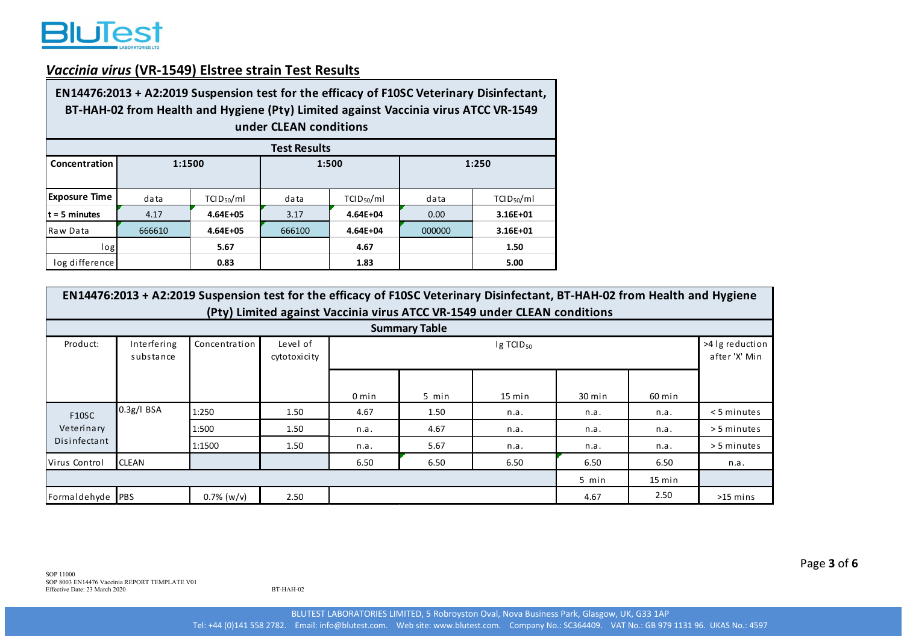## *Vaccinia virus* (VR-1549) Elstree strain Test Results

**EN14476:2013 + A2:2019 Suspension test for the efficacy of F10SC Veterinary Disinfectant, BT-HAH-02 from Health and Hygiene (Pty) Limited against Vaccinia virus ATCC VR-1549 under CLEAN conditions**

**Test Results**

| Concentration | 1:1500 | | 1:500 | | 1:250 | |
|---|---|---|---|---|---|---|
| Exposure Time | data | $TCID_{50}$/ml | data | $TCID_{50}$/ml | data | $TCID_{50}$/ml |
| t = 5 minutes | 4.17 | 4.64E+05 | 3.17 | 4.64E+04 | 0.00 | 3.16E+01 |
| Raw Data | 666610 | 4.64E+05 | 666100 | 4.64E+04 | 000000 | 3.16E+01 |
| log | | 5.67 | | 4.67 | | 1.50 |
| log difference | | 0.83 | | 1.83 | | 5.00 |

**EN14476:2013 + A2:2019 Suspension test for the efficacy of F10SC Veterinary Disinfectant, BT-HAH-02 from Health and Hygiene (Pty) Limited against Vaccinia virus ATCC VR-1549 under CLEAN conditions**

**Summary Table**

| Product: | Interfering substance | Concentration | Level of cytotoxicity | lg $TCID_{50}$ | | | | | >4 lg reduction after 'X' Min |
|---|---|---|---|---|---|---|---|---|---|
| | | | | 0 min | 5 min | 15 min | 30 min | 60 min | |
| F10SC Veterinary Disinfectant | 0.3g/l BSA | 1:250 | 1.50 | 4.67 | 1.50 | n.a. | n.a. | n.a. | < 5 minutes |
| | | 1:500 | 1.50 | n.a. | 4.67 | n.a. | n.a. | n.a. | > 5 minutes |
| | | 1:1500 | 1.50 | n.a. | 5.67 | n.a. | n.a. | n.a. | > 5 minutes |
| Virus Control | CLEAN | | | 6.50 | 6.50 | 6.50 | 6.50 | 6.50 | n.a. |
| | | | | | | | 5 min | 15 min | |
| Formaldehyde | PBS | 0.7% (w/v) | 2.50 | | | | 4.67 | 2.50 | >15 mins |

SOP 11000
SOP 8003 EN14476 Vaccinia REPORT TEMPLATE V01
Effective Date: 23 March 2020

BT-HAH-02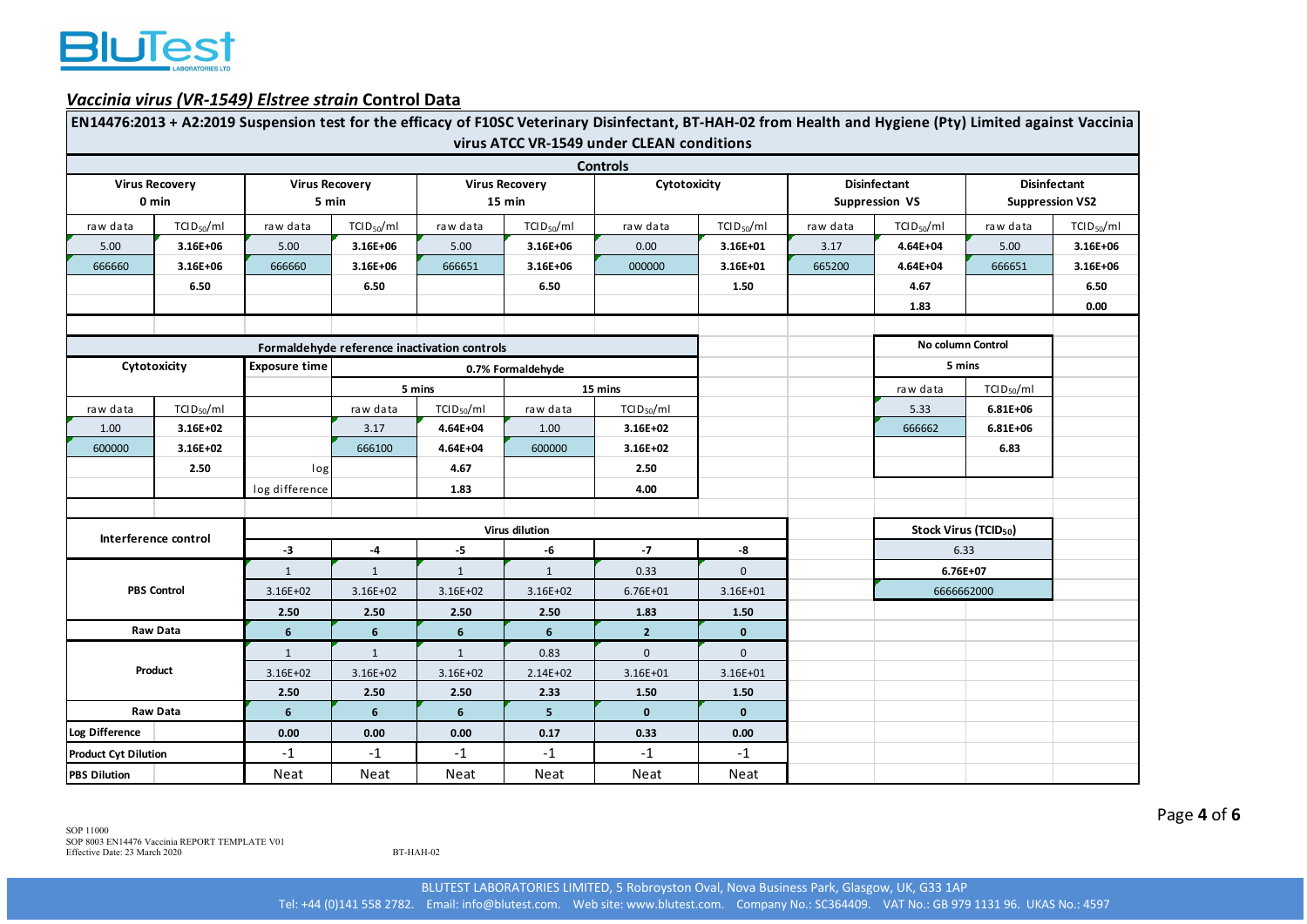## *Vaccinia virus (VR-1549) Elstree strain* Control Data

**EN14476:2013 + A2:2019 Suspension test for the efficacy of F10SC Veterinary Disinfectant, BT-HAH-02 from Health and Hygiene (Pty) Limited against Vaccinia virus ATCC VR-1549 under CLEAN conditions**

**Controls**

| Virus Recovery 0 min | | Virus Recovery 5 min | | Virus Recovery 15 min | | Cytotoxicity | | Disinfectant Suppression VS | | Disinfectant Suppression VS2 | |
|---|---|---|---|---|---|---|---|---|---|---|---|
| raw data | $TCID_{50}$/ml | raw data | $TCID_{50}$/ml | raw data | $TCID_{50}$/ml | raw data | $TCID_{50}$/ml | raw data | $TCID_{50}$/ml | raw data | $TCID_{50}$/ml |
| 5.00 | **3.16E+06** | 5.00 | **3.16E+06** | 5.00 | **3.16E+06** | 0.00 | **3.16E+01** | 3.17 | **4.64E+04** | 5.00 | **3.16E+06** |
| 666660 | **3.16E+06** | 666660 | **3.16E+06** | 666651 | **3.16E+06** | 000000 | **3.16E+01** | 665200 | **4.64E+04** | 666651 | **3.16E+06** |
| | **6.50** | | **6.50** | | **6.50** | | **1.50** | | **4.67** | | **6.50** |
| | | | | | | | | | **1.83** | | **0.00** |

**Formaldehyde reference inactivation controls**

| Cytotoxicity | | Exposure time | 0.7% Formaldehyde | | | |
|---|---|---|---|---|---|---|
| | | | 5 mins | | 15 mins | |
| raw data | $TCID_{50}$/ml | | raw data | $TCID_{50}$/ml | raw data | $TCID_{50}$/ml |
| 1.00 | **3.16E+02** | | 3.17 | **4.64E+04** | 1.00 | **3.16E+02** |
| 600000 | **3.16E+02** | | 666100 | **4.64E+04** | 600000 | **3.16E+02** |
| | **2.50** | log | | **4.67** | | **2.50** |
| | | log difference | | **1.83** | | **4.00** |

**No column Control**

| 5 mins | |
|---|---|
| raw data | $TCID_{50}$/ml |
| 5.33 | **6.81E+06** |
| 666662 | **6.81E+06** |
| | **6.83** |

**Stock Virus ($TCID_{50}$)**

| 6.33 |
|---|
| **6.76E+07** |
| 6666662000 |

| Interference control | Virus dilution | | | | | |
|---|---|---|---|---|---|---|
| | **-3** | **-4** | **-5** | **-6** | **-7** | **-8** |
| **PBS Control** | 1 | 1 | 1 | 1 | 0.33 | 0 |
| | 3.16E+02 | 3.16E+02 | 3.16E+02 | 3.16E+02 | 6.76E+01 | 3.16E+01 |
| | **2.50** | **2.50** | **2.50** | **2.50** | **1.83** | **1.50** |
| **Raw Data** | **6** | **6** | **6** | **6** | **2** | **0** |
| **Product** | 1 | 1 | 1 | 0.83 | 0 | 0 |
| | 3.16E+02 | 3.16E+02 | 3.16E+02 | 2.14E+02 | 3.16E+01 | 3.16E+01 |
| | **2.50** | **2.50** | **2.50** | **2.33** | **1.50** | **1.50** |
| **Raw Data** | **6** | **6** | **6** | **5** | **0** | **0** |
| **Log Difference** | **0.00** | **0.00** | **0.00** | **0.17** | **0.33** | **0.00** |
| **Product Cyt Dilution** | -1 | -1 | -1 | -1 | -1 | -1 |
| **PBS Dilution** | Neat | Neat | Neat | Neat | Neat | Neat |

SOP 11000
SOP 8003 EN14476 Vaccinia REPORT TEMPLATE V01
Effective Date: 23 March 2020

BT-HAH-02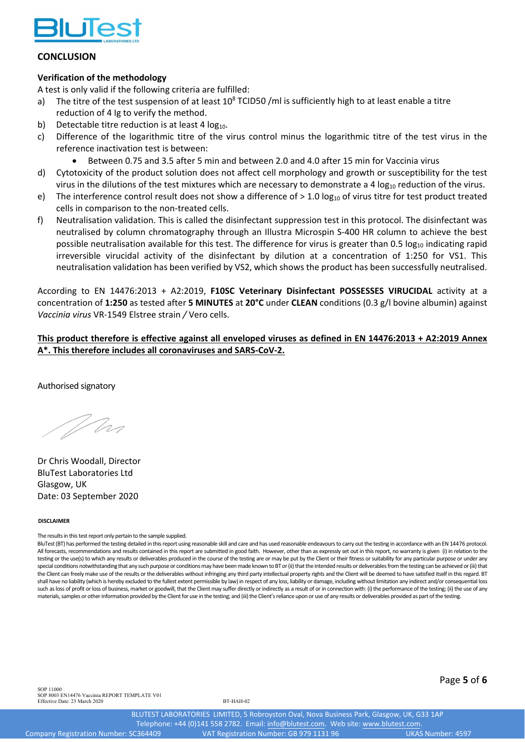## CONCLUSION

### Verification of the methodology

A test is only valid if the following criteria are fulfilled:

a) The titre of the test suspension of at least $10^8$ TCID50 /ml is sufficiently high to at least enable a titre reduction of 4 lg to verify the method.

b) Detectable titre reduction is at least 4 $log_{10}$.

c) Difference of the logarithmic titre of the virus control minus the logarithmic titre of the test virus in the reference inactivation test is between:

   - Between 0.75 and 3.5 after 5 min and between 2.0 and 4.0 after 15 min for Vaccinia virus

d) Cytotoxicity of the product solution does not affect cell morphology and growth or susceptibility for the test virus in the dilutions of the test mixtures which are necessary to demonstrate a 4 $log_{10}$ reduction of the virus.

e) The interference control result does not show a difference of > 1.0 $log_{10}$ of virus titre for test product treated cells in comparison to the non-treated cells.

f) Neutralisation validation. This is called the disinfectant suppression test in this protocol. The disinfectant was neutralised by column chromatography through an Illustra Microspin S-400 HR column to achieve the best possible neutralisation available for this test. The difference for virus is greater than 0.5 $log_{10}$ indicating rapid irreversible virucidal activity of the disinfectant by dilution at a concentration of 1:250 for VS1. This neutralisation validation has been verified by VS2, which shows the product has been successfully neutralised.

According to EN 14476:2013 + A2:2019, **F10SC Veterinary Disinfectant POSSESSES VIRUCIDAL** activity at a concentration of **1:250** as tested after **5 MINUTES** at **20°C** under **CLEAN** conditions (0.3 g/l bovine albumin) against *Vaccinia virus* VR-1549 Elstree strain / Vero cells.

**<u>This product therefore is effective against all enveloped viruses as defined in EN 14476:2013 + A2:2019 Annex A*. This therefore includes all coronaviruses and SARS-CoV-2.</u>**

Authorised signatory

Dr Chris Woodall, Director
BluTest Laboratories Ltd
Glasgow, UK
Date: 03 September 2020

**DISCLAIMER**

The results in this test report only pertain to the sample supplied.

BluTest (BT) has performed the testing detailed in this report using reasonable skill and care and has used reasonable endeavours to carry out the testing in accordance with an EN 14476 protocol. All forecasts, recommendations and results contained in this report are submitted in good faith. However, other than as expressly set out in this report, no warranty is given (i) in relation to the testing or the use(s) to which any results or deliverables produced in the course of the testing are or may be put by the Client or their fitness or suitability for any particular purpose or under any special conditions notwithstanding that any such purpose or conditions may have been made known to BT or (ii) that the intended results or deliverables from the testing can be achieved or (iii) that the Client can freely make use of the results or the deliverables without infringing any third party intellectual property rights and the Client will be deemed to have satisfied itself in this regard. BT shall have no liability (which is hereby excluded to the fullest extent permissible by law) in respect of any loss, liability or damage, including without limitation any indirect and/or consequential loss such as loss of profit or loss of business, market or goodwill, that the Client may suffer directly or indirectly as a result of or in connection with: (i) the performance of the testing; (ii) the use of any materials, samples or other information provided by the Client for use in the testing; and (iii) the Client's reliance upon or use of any results or deliverables provided as part of the testing.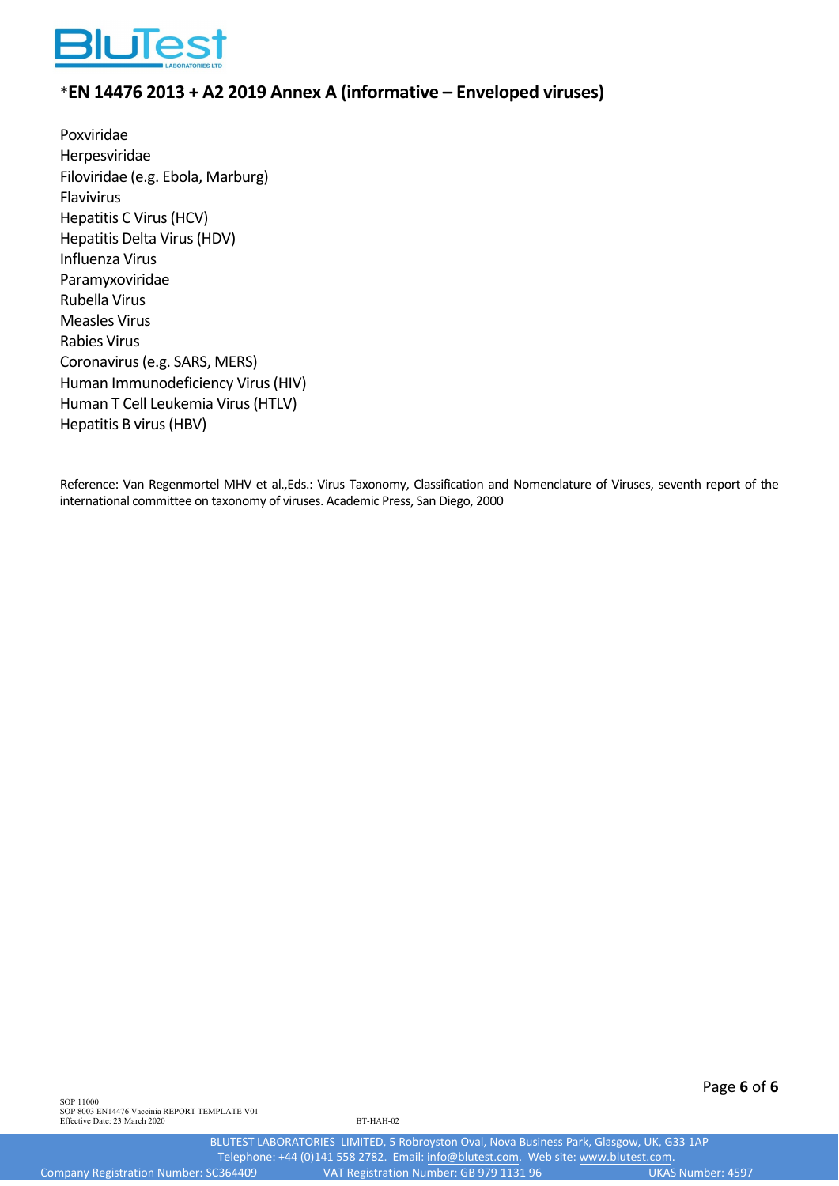## *EN 14476 2013 + A2 2019 Annex A (informative – Enveloped viruses)

Poxviridae
Herpesviridae
Filoviridae (e.g. Ebola, Marburg)
Flavivirus
Hepatitis C Virus (HCV)
Hepatitis Delta Virus (HDV)
Influenza Virus
Paramyxoviridae
Rubella Virus
Measles Virus
Rabies Virus
Coronavirus (e.g. SARS, MERS)
Human Immunodeficiency Virus (HIV)
Human T Cell Leukemia Virus (HTLV)
Hepatitis B virus (HBV)

Reference: Van Regenmortel MHV et al.,Eds.: Virus Taxonomy, Classification and Nomenclature of Viruses, seventh report of the international committee on taxonomy of viruses. Academic Press, San Diego, 2000